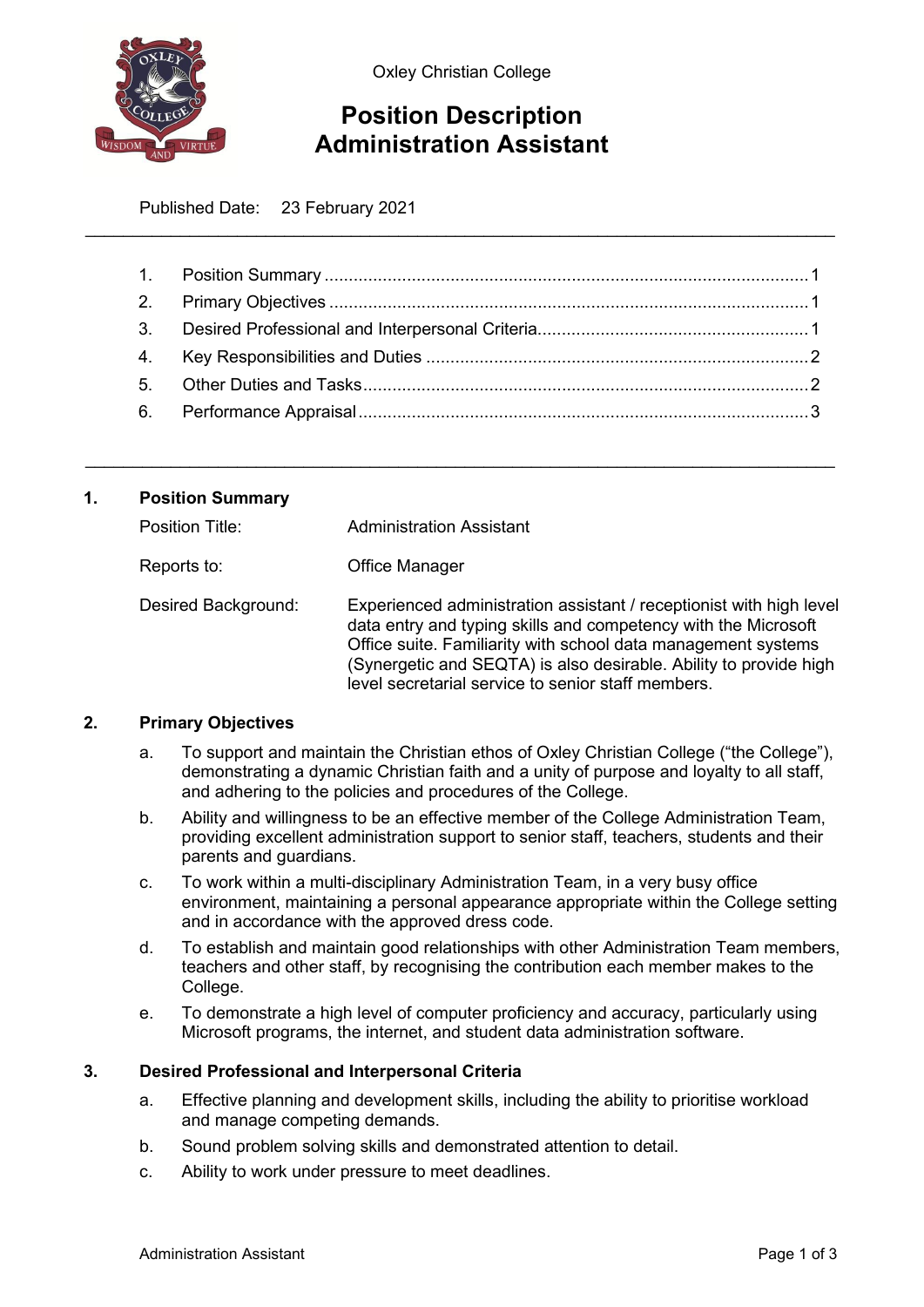Oxley Christian College

# Position Description
# Administration Assistant

Published Date: 23 February 2021

---

1. Position Summary ........................................................................................ 1
2. Primary Objectives ....................................................................................... 1
3. Desired Professional and Interpersonal Criteria ............................................ 1
4. Key Responsibilities and Duties .................................................................... 2
5. Other Duties and Tasks ................................................................................ 2
6. Performance Appraisal ................................................................................. 3

---

## 1. Position Summary

| | |
|---|---|
| Position Title: | Administration Assistant |
| Reports to: | Office Manager |
| Desired Background: | Experienced administration assistant / receptionist with high level data entry and typing skills and competency with the Microsoft Office suite. Familiarity with school data management systems (Synergetic and SEQTA) is also desirable. Ability to provide high level secretarial service to senior staff members. |

## 2. Primary Objectives

a. To support and maintain the Christian ethos of Oxley Christian College ("the College"), demonstrating a dynamic Christian faith and a unity of purpose and loyalty to all staff, and adhering to the policies and procedures of the College.

b. Ability and willingness to be an effective member of the College Administration Team, providing excellent administration support to senior staff, teachers, students and their parents and guardians.

c. To work within a multi-disciplinary Administration Team, in a very busy office environment, maintaining a personal appearance appropriate within the College setting and in accordance with the approved dress code.

d. To establish and maintain good relationships with other Administration Team members, teachers and other staff, by recognising the contribution each member makes to the College.

e. To demonstrate a high level of computer proficiency and accuracy, particularly using Microsoft programs, the internet, and student data administration software.

## 3. Desired Professional and Interpersonal Criteria

a. Effective planning and development skills, including the ability to prioritise workload and manage competing demands.

b. Sound problem solving skills and demonstrated attention to detail.

c. Ability to work under pressure to meet deadlines.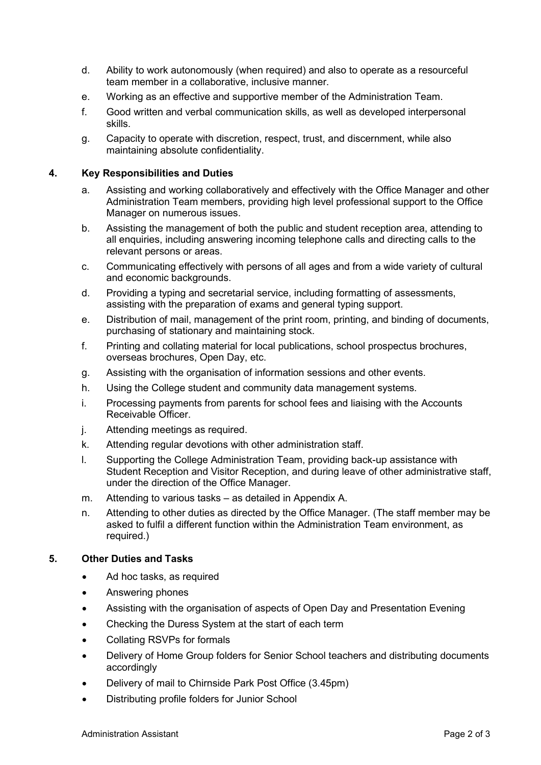d. Ability to work autonomously (when required) and also to operate as a resourceful team member in a collaborative, inclusive manner.

e. Working as an effective and supportive member of the Administration Team.

f. Good written and verbal communication skills, as well as developed interpersonal skills.

g. Capacity to operate with discretion, respect, trust, and discernment, while also maintaining absolute confidentiality.

## 4. Key Responsibilities and Duties

a. Assisting and working collaboratively and effectively with the Office Manager and other Administration Team members, providing high level professional support to the Office Manager on numerous issues.

b. Assisting the management of both the public and student reception area, attending to all enquiries, including answering incoming telephone calls and directing calls to the relevant persons or areas.

c. Communicating effectively with persons of all ages and from a wide variety of cultural and economic backgrounds.

d. Providing a typing and secretarial service, including formatting of assessments, assisting with the preparation of exams and general typing support.

e. Distribution of mail, management of the print room, printing, and binding of documents, purchasing of stationary and maintaining stock.

f. Printing and collating material for local publications, school prospectus brochures, overseas brochures, Open Day, etc.

g. Assisting with the organisation of information sessions and other events.

h. Using the College student and community data management systems.

i. Processing payments from parents for school fees and liaising with the Accounts Receivable Officer.

j. Attending meetings as required.

k. Attending regular devotions with other administration staff.

l. Supporting the College Administration Team, providing back-up assistance with Student Reception and Visitor Reception, and during leave of other administrative staff, under the direction of the Office Manager.

m. Attending to various tasks – as detailed in Appendix A.

n. Attending to other duties as directed by the Office Manager. (The staff member may be asked to fulfil a different function within the Administration Team environment, as required.)

## 5. Other Duties and Tasks

- Ad hoc tasks, as required
- Answering phones
- Assisting with the organisation of aspects of Open Day and Presentation Evening
- Checking the Duress System at the start of each term
- Collating RSVPs for formals
- Delivery of Home Group folders for Senior School teachers and distributing documents accordingly
- Delivery of mail to Chirnside Park Post Office (3.45pm)
- Distributing profile folders for Junior School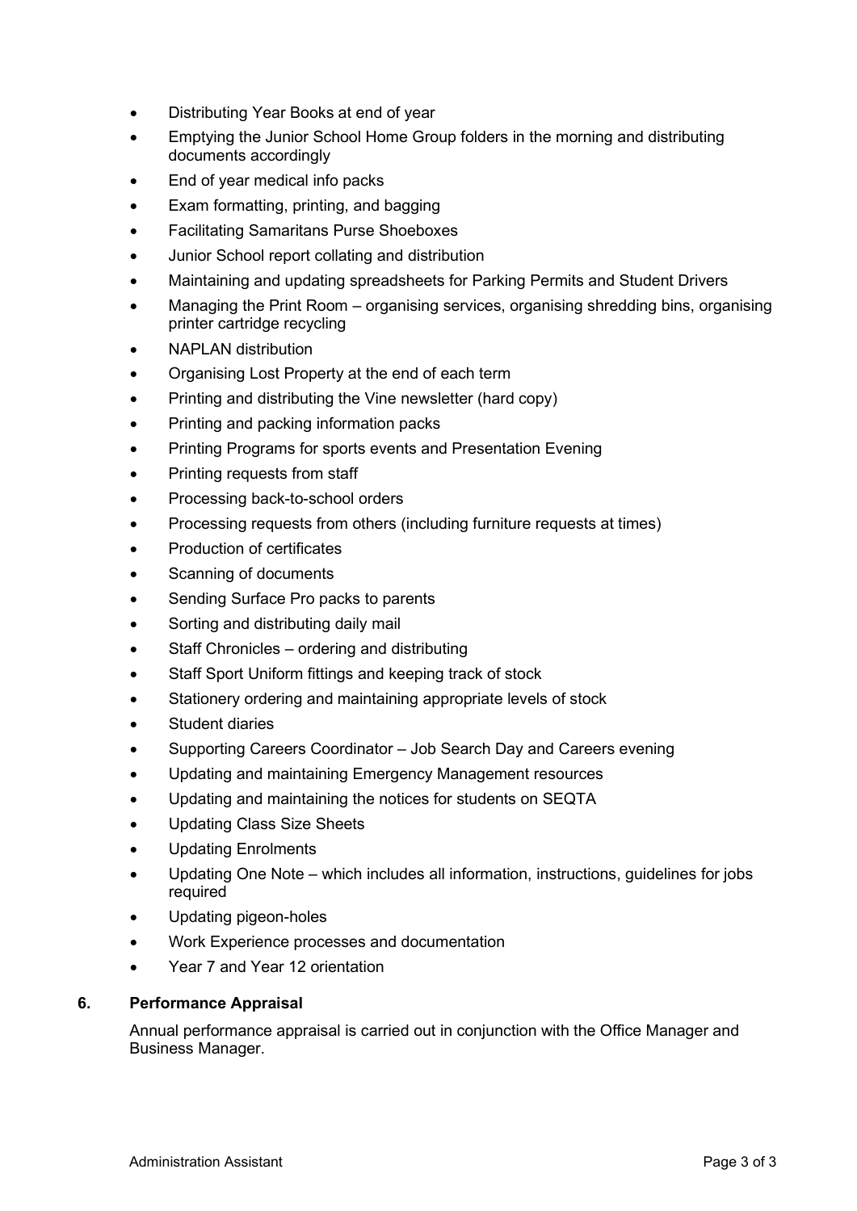- Distributing Year Books at end of year
- Emptying the Junior School Home Group folders in the morning and distributing documents accordingly
- End of year medical info packs
- Exam formatting, printing, and bagging
- Facilitating Samaritans Purse Shoeboxes
- Junior School report collating and distribution
- Maintaining and updating spreadsheets for Parking Permits and Student Drivers
- Managing the Print Room – organising services, organising shredding bins, organising printer cartridge recycling
- NAPLAN distribution
- Organising Lost Property at the end of each term
- Printing and distributing the Vine newsletter (hard copy)
- Printing and packing information packs
- Printing Programs for sports events and Presentation Evening
- Printing requests from staff
- Processing back-to-school orders
- Processing requests from others (including furniture requests at times)
- Production of certificates
- Scanning of documents
- Sending Surface Pro packs to parents
- Sorting and distributing daily mail
- Staff Chronicles – ordering and distributing
- Staff Sport Uniform fittings and keeping track of stock
- Stationery ordering and maintaining appropriate levels of stock
- Student diaries
- Supporting Careers Coordinator – Job Search Day and Careers evening
- Updating and maintaining Emergency Management resources
- Updating and maintaining the notices for students on SEQTA
- Updating Class Size Sheets
- Updating Enrolments
- Updating One Note – which includes all information, instructions, guidelines for jobs required
- Updating pigeon-holes
- Work Experience processes and documentation
- Year 7 and Year 12 orientation

## 6. Performance Appraisal

Annual performance appraisal is carried out in conjunction with the Office Manager and Business Manager.